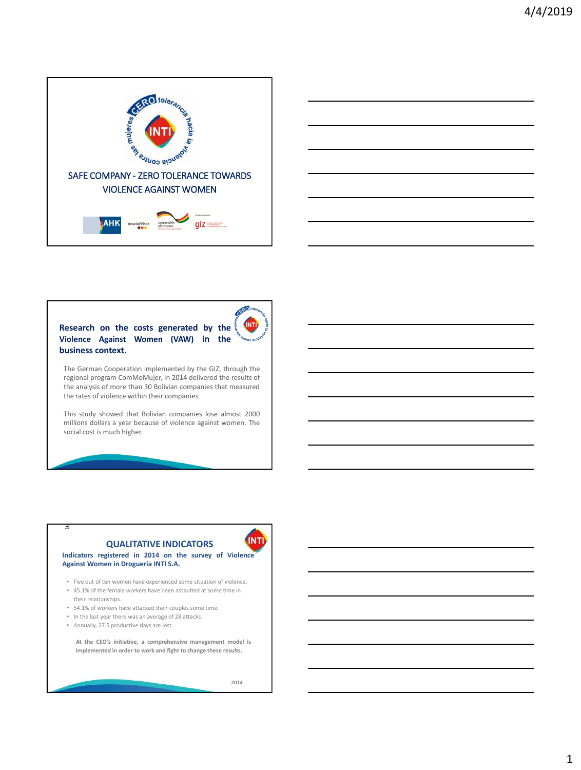# SAFE COMPANY - ZERO TOLERANCE TOWARDS VIOLENCE AGAINST WOMEN

**Research on the costs generated by the Violence Against Women (VAW) in the business context.**

The German Cooperation implemented by the GIZ, through the regional program ComMoMujer, in 2014 delivered the results of the analysis of more than 30 Bolivian companies that measured the rates of violence within their companies

This study showed that Bolivian companies lose almost 2000 millions dollars a year because of violence against women. The social cost is much higher.

## QUALITATIVE INDICATORS

**Indicators registered in 2014 on the survey of Violence Against Women in Droguería INTI S.A.**

- Five out of ten women have experienced some situation of violence.
- 45.1% of the female workers have been assaulted at some time in their relationships.
- 54.1% of workers have attacked their couples some time.
- In the last year there was an average of 28 attacks.
- Annually, 27.5 productive days are lost.

**At the CEO's initiative, a comprehensive management model is implemented in order to work and fight to change these results.**

2014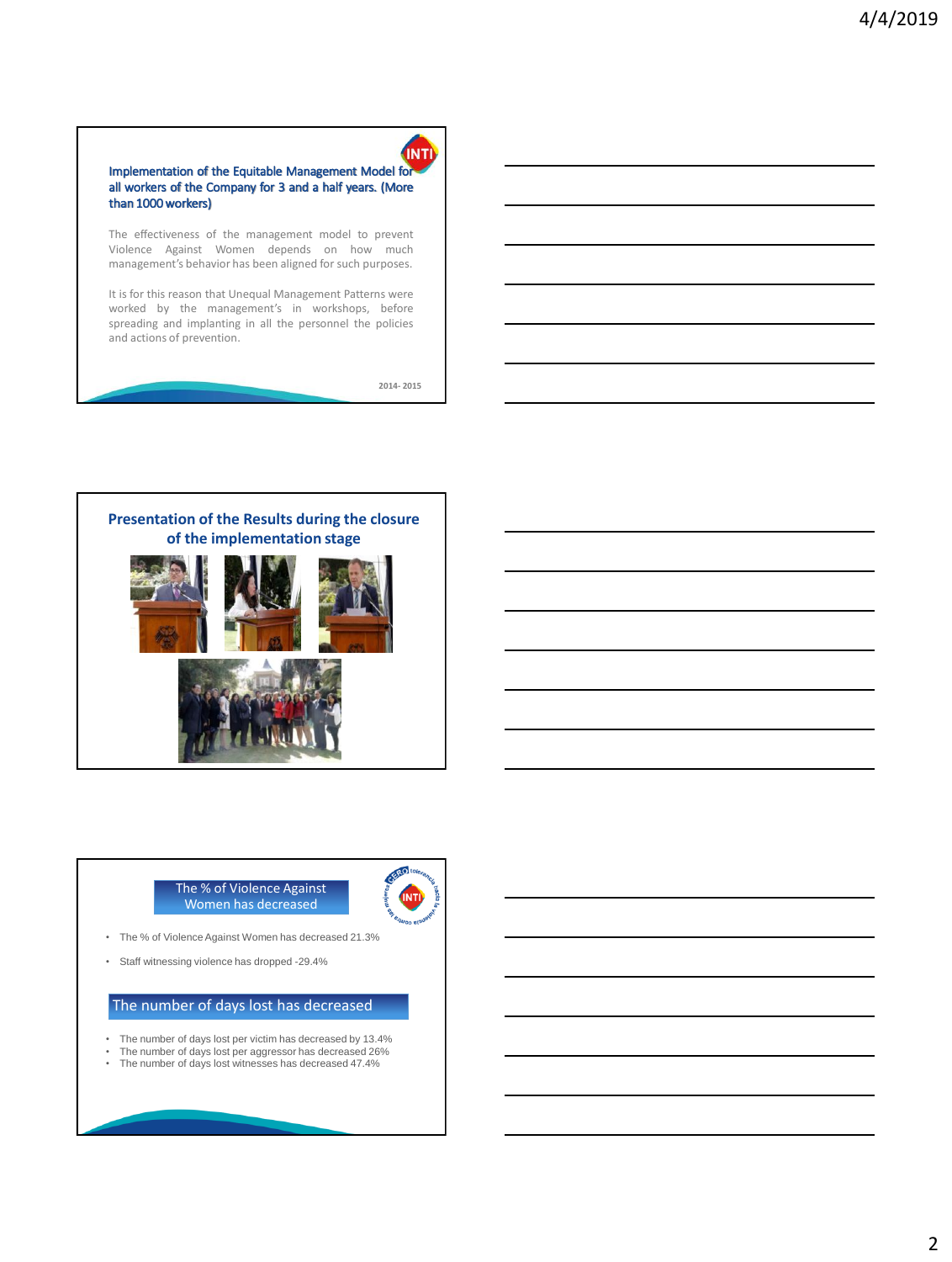## Implementation of the Equitable Management Model for all workers of the Company for 3 and a half years. (More than 1000 workers)

The effectiveness of the management model to prevent Violence Against Women depends on how much management's behavior has been aligned for such purposes.

It is for this reason that Unequal Management Patterns were worked by the management's in workshops, before spreading and implanting in all the personnel the policies and actions of prevention.

2014- 2015

## Presentation of the Results during the closure of the implementation stage

## The % of Violence Against Women has decreased

- The % of Violence Against Women has decreased 21.3%
- Staff witnessing violence has dropped -29.4%

## The number of days lost has decreased

- The number of days lost per victim has decreased by 13.4%
- The number of days lost per aggressor has decreased 26%
- The number of days lost witnesses has decreased 47.4%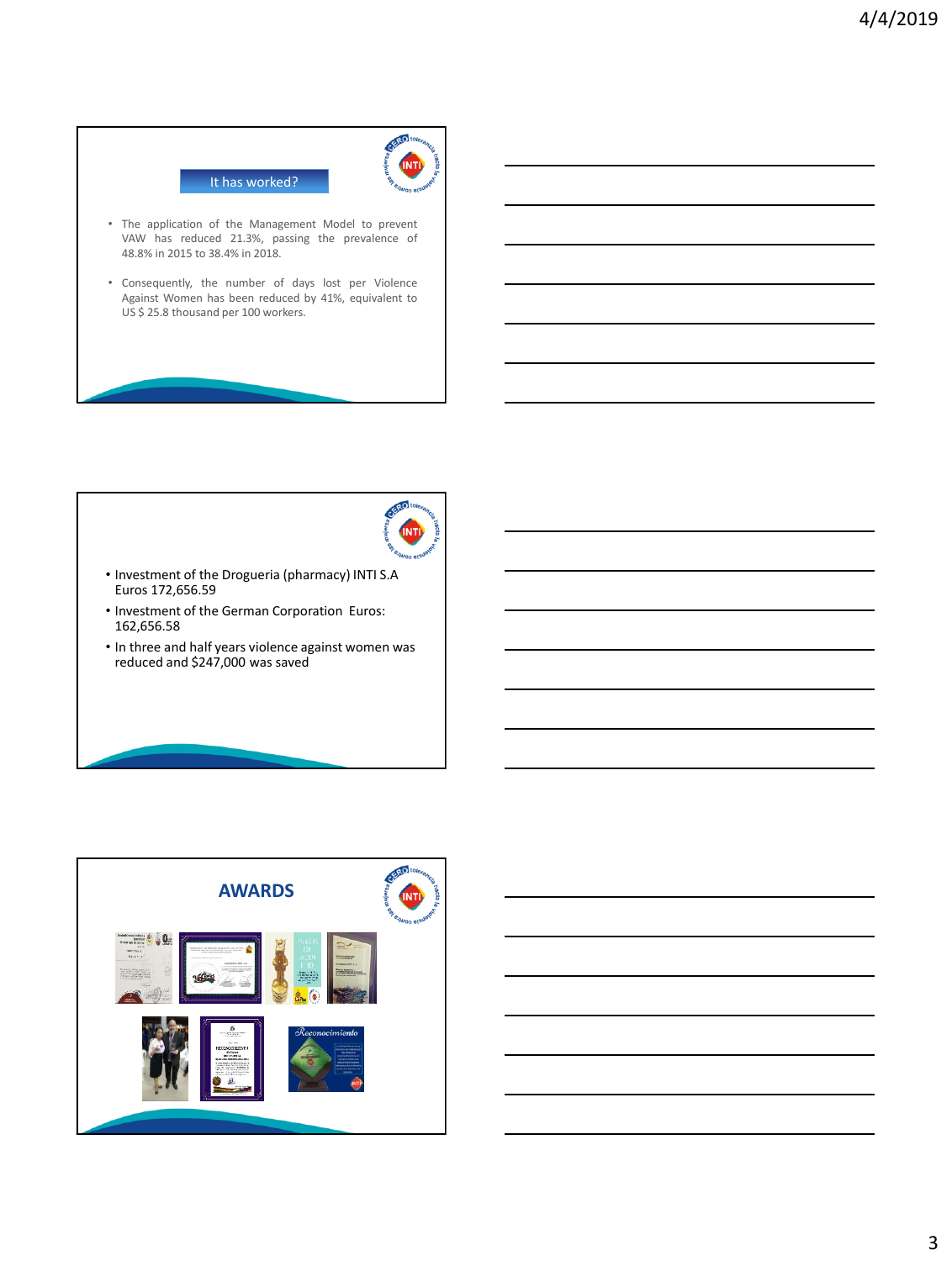## It has worked?

- The application of the Management Model to prevent VAW has reduced 21.3%, passing the prevalence of 48.8% in 2015 to 38.4% in 2018.
- Consequently, the number of days lost per Violence Against Women has been reduced by 41%, equivalent to US $ 25.8 thousand per 100 workers.

---

- Investment of the Drogueria (pharmacy) INTI S.A Euros 172,656.59
- Investment of the German Corporation Euros: 162,656.58
- In three and half years violence against women was reduced and $247,000 was saved

---

## AWARDS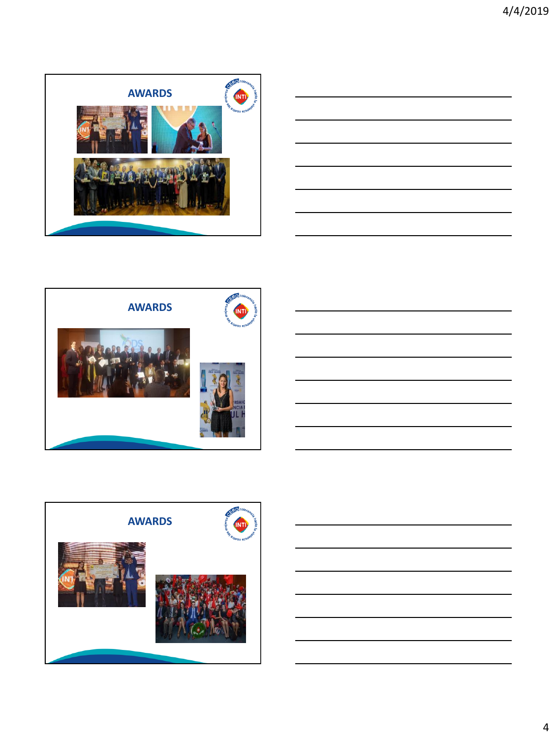## AWARDS

## AWARDS

## AWARDS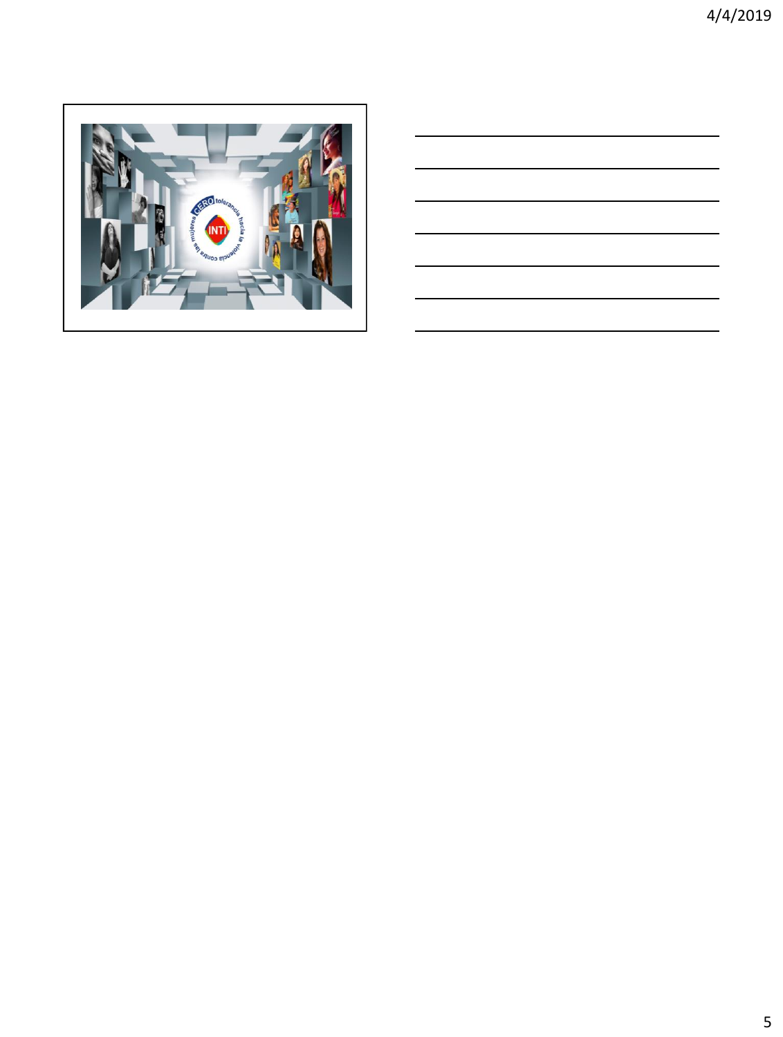CERO tolerancia hacia la violencia contra las mujeres

INTI